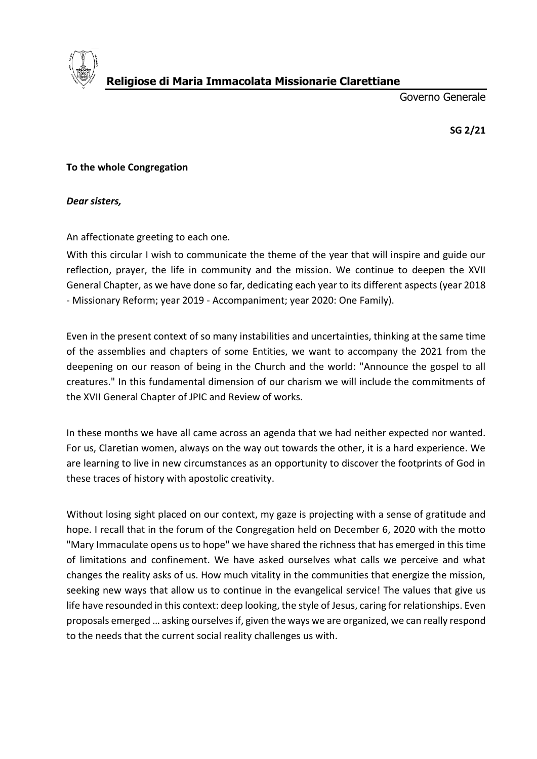**Religiose di Maria Immacolata Missionarie Clarettiane**

Governo Generale

**SG 2/21**

**To the whole Congregation**

***Dear sisters,***

An affectionate greeting to each one.

With this circular I wish to communicate the theme of the year that will inspire and guide our reflection, prayer, the life in community and the mission. We continue to deepen the XVII General Chapter, as we have done so far, dedicating each year to its different aspects (year 2018 - Missionary Reform; year 2019 - Accompaniment; year 2020: One Family).

Even in the present context of so many instabilities and uncertainties, thinking at the same time of the assemblies and chapters of some Entities, we want to accompany the 2021 from the deepening on our reason of being in the Church and the world: "Announce the gospel to all creatures." In this fundamental dimension of our charism we will include the commitments of the XVII General Chapter of JPIC and Review of works.

In these months we have all came across an agenda that we had neither expected nor wanted. For us, Claretian women, always on the way out towards the other, it is a hard experience. We are learning to live in new circumstances as an opportunity to discover the footprints of God in these traces of history with apostolic creativity.

Without losing sight placed on our context, my gaze is projecting with a sense of gratitude and hope. I recall that in the forum of the Congregation held on December 6, 2020 with the motto "Mary Immaculate opens us to hope" we have shared the richness that has emerged in this time of limitations and confinement. We have asked ourselves what calls we perceive and what changes the reality asks of us. How much vitality in the communities that energize the mission, seeking new ways that allow us to continue in the evangelical service! The values that give us life have resounded in this context: deep looking, the style of Jesus, caring for relationships. Even proposals emerged … asking ourselves if, given the ways we are organized, we can really respond to the needs that the current social reality challenges us with.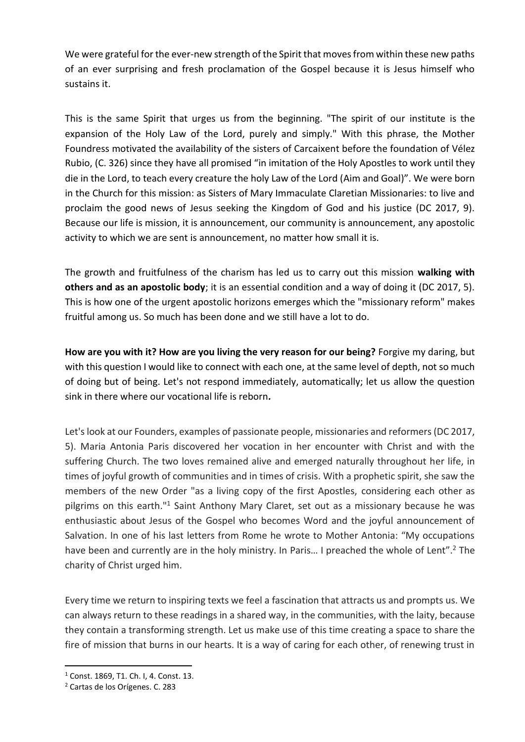We were grateful for the ever-new strength of the Spirit that moves from within these new paths of an ever surprising and fresh proclamation of the Gospel because it is Jesus himself who sustains it.

This is the same Spirit that urges us from the beginning. "The spirit of our institute is the expansion of the Holy Law of the Lord, purely and simply." With this phrase, the Mother Foundress motivated the availability of the sisters of Carcaixent before the foundation of Vélez Rubio, (C. 326) since they have all promised "in imitation of the Holy Apostles to work until they die in the Lord, to teach every creature the holy Law of the Lord (Aim and Goal)". We were born in the Church for this mission: as Sisters of Mary Immaculate Claretian Missionaries: to live and proclaim the good news of Jesus seeking the Kingdom of God and his justice (DC 2017, 9). Because our life is mission, it is announcement, our community is announcement, any apostolic activity to which we are sent is announcement, no matter how small it is.

The growth and fruitfulness of the charism has led us to carry out this mission **walking with others and as an apostolic body**; it is an essential condition and a way of doing it (DC 2017, 5). This is how one of the urgent apostolic horizons emerges which the "missionary reform" makes fruitful among us. So much has been done and we still have a lot to do.

**How are you with it? How are you living the very reason for our being?** Forgive my daring, but with this question I would like to connect with each one, at the same level of depth, not so much of doing but of being. Let's not respond immediately, automatically; let us allow the question sink in there where our vocational life is reborn**.**

Let's look at our Founders, examples of passionate people, missionaries and reformers (DC 2017, 5). Maria Antonia Paris discovered her vocation in her encounter with Christ and with the suffering Church. The two loves remained alive and emerged naturally throughout her life, in times of joyful growth of communities and in times of crisis. With a prophetic spirit, she saw the members of the new Order "as a living copy of the first Apostles, considering each other as pilgrims on this earth."[1] Saint Anthony Mary Claret, set out as a missionary because he was enthusiastic about Jesus of the Gospel who becomes Word and the joyful announcement of Salvation. In one of his last letters from Rome he wrote to Mother Antonia: "My occupations have been and currently are in the holy ministry. In Paris… I preached the whole of Lent".[2] The charity of Christ urged him.

Every time we return to inspiring texts we feel a fascination that attracts us and prompts us. We can always return to these readings in a shared way, in the communities, with the laity, because they contain a transforming strength. Let us make use of this time creating a space to share the fire of mission that burns in our hearts. It is a way of caring for each other, of renewing trust in

---

[1] Const. 1869, T1. Ch. I, 4. Const. 13.

[2] Cartas de los Orígenes. C. 283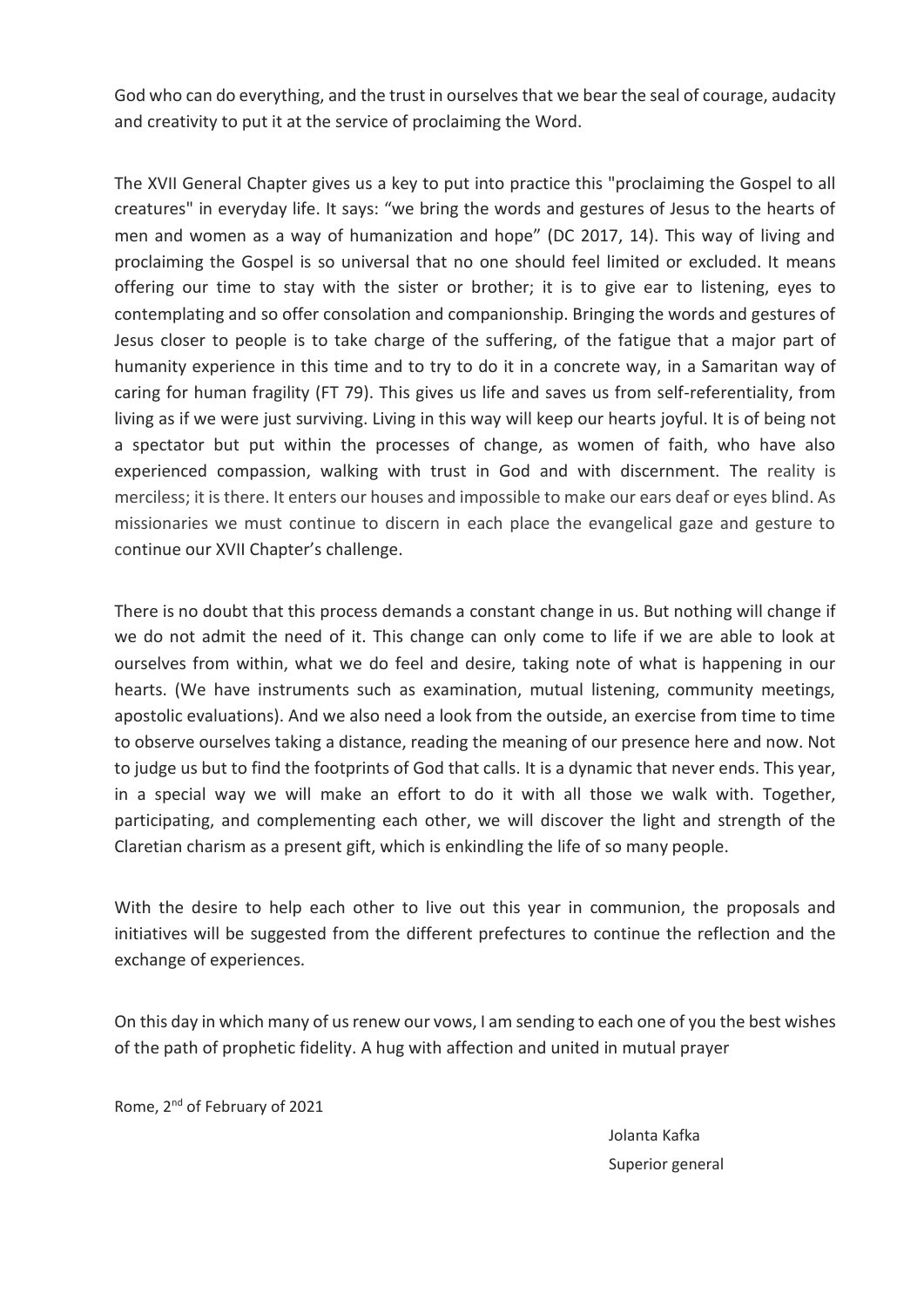God who can do everything, and the trust in ourselves that we bear the seal of courage, audacity and creativity to put it at the service of proclaiming the Word.

The XVII General Chapter gives us a key to put into practice this "proclaiming the Gospel to all creatures" in everyday life. It says: "we bring the words and gestures of Jesus to the hearts of men and women as a way of humanization and hope" (DC 2017, 14). This way of living and proclaiming the Gospel is so universal that no one should feel limited or excluded. It means offering our time to stay with the sister or brother; it is to give ear to listening, eyes to contemplating and so offer consolation and companionship. Bringing the words and gestures of Jesus closer to people is to take charge of the suffering, of the fatigue that a major part of humanity experience in this time and to try to do it in a concrete way, in a Samaritan way of caring for human fragility (FT 79). This gives us life and saves us from self-referentiality, from living as if we were just surviving. Living in this way will keep our hearts joyful. It is of being not a spectator but put within the processes of change, as women of faith, who have also experienced compassion, walking with trust in God and with discernment. The reality is merciless; it is there. It enters our houses and impossible to make our ears deaf or eyes blind. As missionaries we must continue to discern in each place the evangelical gaze and gesture to continue our XVII Chapter's challenge.

There is no doubt that this process demands a constant change in us. But nothing will change if we do not admit the need of it. This change can only come to life if we are able to look at ourselves from within, what we do feel and desire, taking note of what is happening in our hearts. (We have instruments such as examination, mutual listening, community meetings, apostolic evaluations). And we also need a look from the outside, an exercise from time to time to observe ourselves taking a distance, reading the meaning of our presence here and now. Not to judge us but to find the footprints of God that calls. It is a dynamic that never ends. This year, in a special way we will make an effort to do it with all those we walk with. Together, participating, and complementing each other, we will discover the light and strength of the Claretian charism as a present gift, which is enkindling the life of so many people.

With the desire to help each other to live out this year in communion, the proposals and initiatives will be suggested from the different prefectures to continue the reflection and the exchange of experiences.

On this day in which many of us renew our vows, I am sending to each one of you the best wishes of the path of prophetic fidelity. A hug with affection and united in mutual prayer

Rome, 2nd of February of 2021

Jolanta Kafka
Superior general